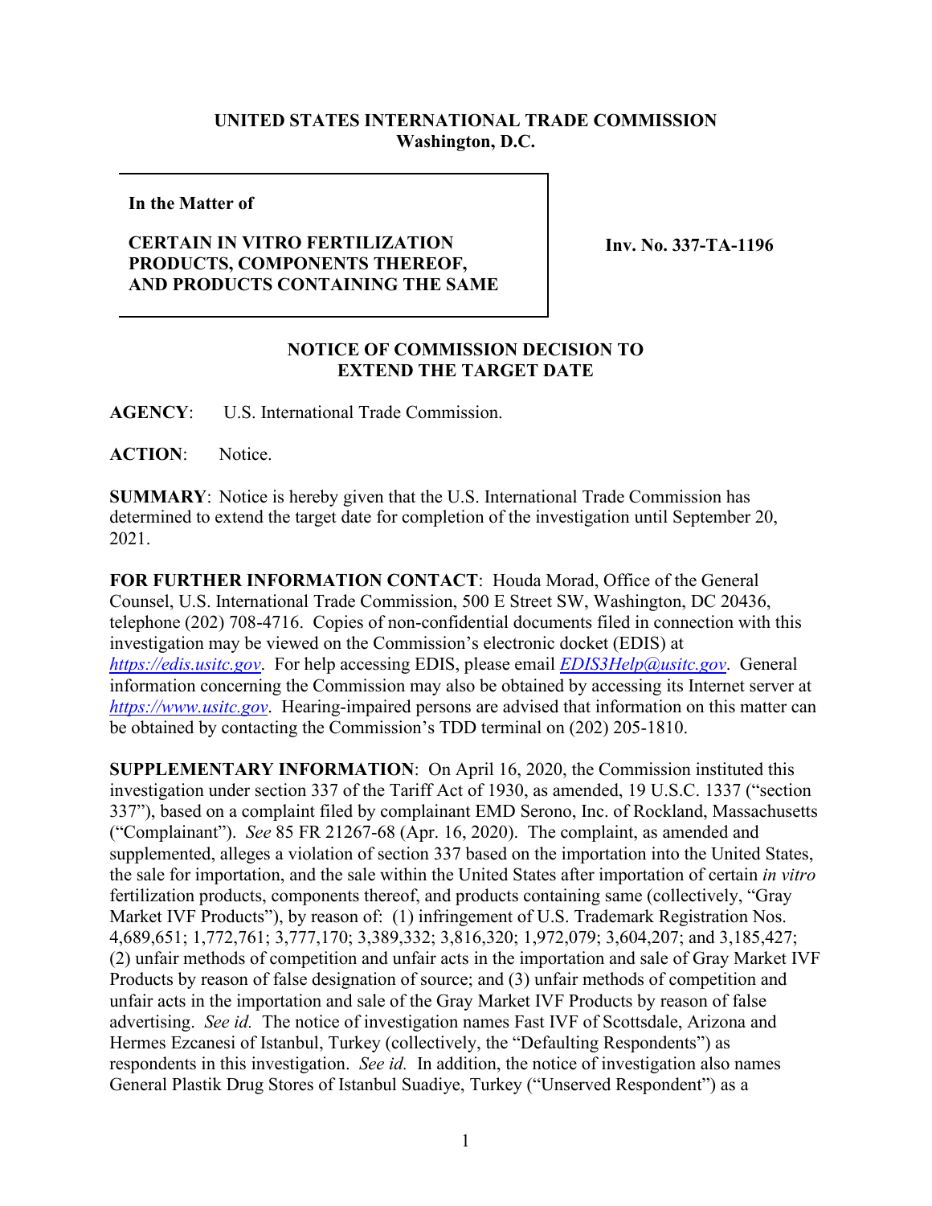**UNITED STATES INTERNATIONAL TRADE COMMISSION**
**Washington, D.C.**

| In the Matter of | |
|---|---|
| **CERTAIN IN VITRO FERTILIZATION PRODUCTS, COMPONENTS THEREOF, AND PRODUCTS CONTAINING THE SAME** | **Inv. No. 337-TA-1196** |

**NOTICE OF COMMISSION DECISION TO EXTEND THE TARGET DATE**

**AGENCY**: U.S. International Trade Commission.

**ACTION**: Notice.

**SUMMARY**: Notice is hereby given that the U.S. International Trade Commission has determined to extend the target date for completion of the investigation until September 20, 2021.

**FOR FURTHER INFORMATION CONTACT**: Houda Morad, Office of the General Counsel, U.S. International Trade Commission, 500 E Street SW, Washington, DC 20436, telephone (202) 708-4716. Copies of non-confidential documents filed in connection with this investigation may be viewed on the Commission's electronic docket (EDIS) at *https://edis.usitc.gov*. For help accessing EDIS, please email *EDIS3Help@usitc.gov*. General information concerning the Commission may also be obtained by accessing its Internet server at *https://www.usitc.gov*. Hearing-impaired persons are advised that information on this matter can be obtained by contacting the Commission's TDD terminal on (202) 205-1810.

**SUPPLEMENTARY INFORMATION**: On April 16, 2020, the Commission instituted this investigation under section 337 of the Tariff Act of 1930, as amended, 19 U.S.C. 1337 ("section 337"), based on a complaint filed by complainant EMD Serono, Inc. of Rockland, Massachusetts ("Complainant"). *See* 85 FR 21267-68 (Apr. 16, 2020). The complaint, as amended and supplemented, alleges a violation of section 337 based on the importation into the United States, the sale for importation, and the sale within the United States after importation of certain *in vitro* fertilization products, components thereof, and products containing same (collectively, "Gray Market IVF Products"), by reason of: (1) infringement of U.S. Trademark Registration Nos. 4,689,651; 1,772,761; 3,777,170; 3,389,332; 3,816,320; 1,972,079; 3,604,207; and 3,185,427; (2) unfair methods of competition and unfair acts in the importation and sale of Gray Market IVF Products by reason of false designation of source; and (3) unfair methods of competition and unfair acts in the importation and sale of the Gray Market IVF Products by reason of false advertising. *See id.* The notice of investigation names Fast IVF of Scottsdale, Arizona and Hermes Ezcanesi of Istanbul, Turkey (collectively, the "Defaulting Respondents") as respondents in this investigation. *See id.* In addition, the notice of investigation also names General Plastik Drug Stores of Istanbul Suadiye, Turkey ("Unserved Respondent") as a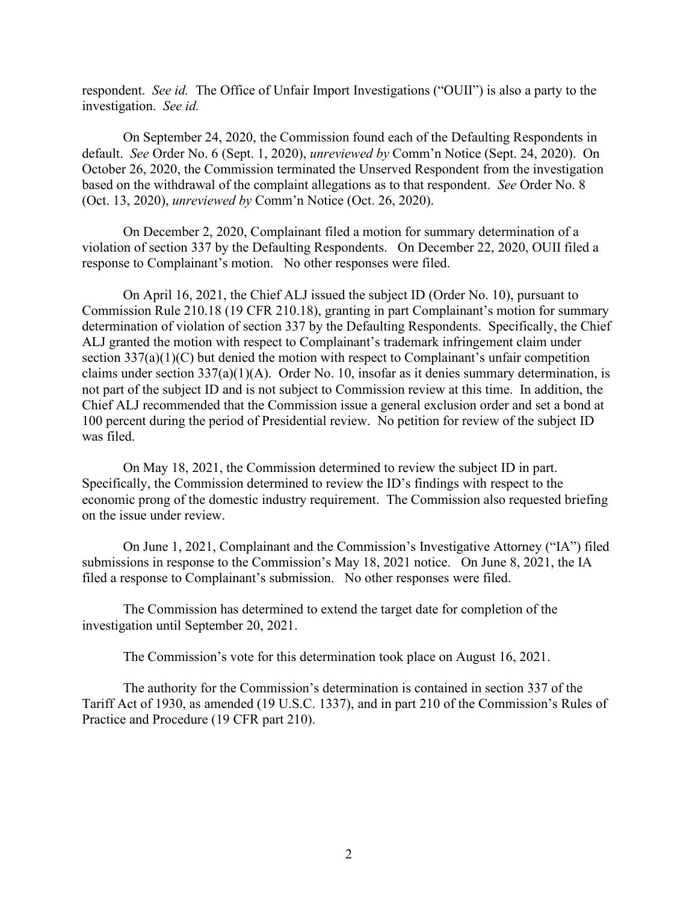respondent. *See id.* The Office of Unfair Import Investigations ("OUII") is also a party to the investigation. *See id.*

On September 24, 2020, the Commission found each of the Defaulting Respondents in default. *See* Order No. 6 (Sept. 1, 2020), *unreviewed by* Comm'n Notice (Sept. 24, 2020). On October 26, 2020, the Commission terminated the Unserved Respondent from the investigation based on the withdrawal of the complaint allegations as to that respondent. *See* Order No. 8 (Oct. 13, 2020), *unreviewed by* Comm'n Notice (Oct. 26, 2020).

On December 2, 2020, Complainant filed a motion for summary determination of a violation of section 337 by the Defaulting Respondents. On December 22, 2020, OUII filed a response to Complainant's motion. No other responses were filed.

On April 16, 2021, the Chief ALJ issued the subject ID (Order No. 10), pursuant to Commission Rule 210.18 (19 CFR 210.18), granting in part Complainant's motion for summary determination of violation of section 337 by the Defaulting Respondents. Specifically, the Chief ALJ granted the motion with respect to Complainant's trademark infringement claim under section 337(a)(1)(C) but denied the motion with respect to Complainant's unfair competition claims under section 337(a)(1)(A). Order No. 10, insofar as it denies summary determination, is not part of the subject ID and is not subject to Commission review at this time. In addition, the Chief ALJ recommended that the Commission issue a general exclusion order and set a bond at 100 percent during the period of Presidential review. No petition for review of the subject ID was filed.

On May 18, 2021, the Commission determined to review the subject ID in part. Specifically, the Commission determined to review the ID's findings with respect to the economic prong of the domestic industry requirement. The Commission also requested briefing on the issue under review.

On June 1, 2021, Complainant and the Commission's Investigative Attorney ("IA") filed submissions in response to the Commission's May 18, 2021 notice. On June 8, 2021, the IA filed a response to Complainant's submission. No other responses were filed.

The Commission has determined to extend the target date for completion of the investigation until September 20, 2021.

The Commission's vote for this determination took place on August 16, 2021.

The authority for the Commission's determination is contained in section 337 of the Tariff Act of 1930, as amended (19 U.S.C. 1337), and in part 210 of the Commission's Rules of Practice and Procedure (19 CFR part 210).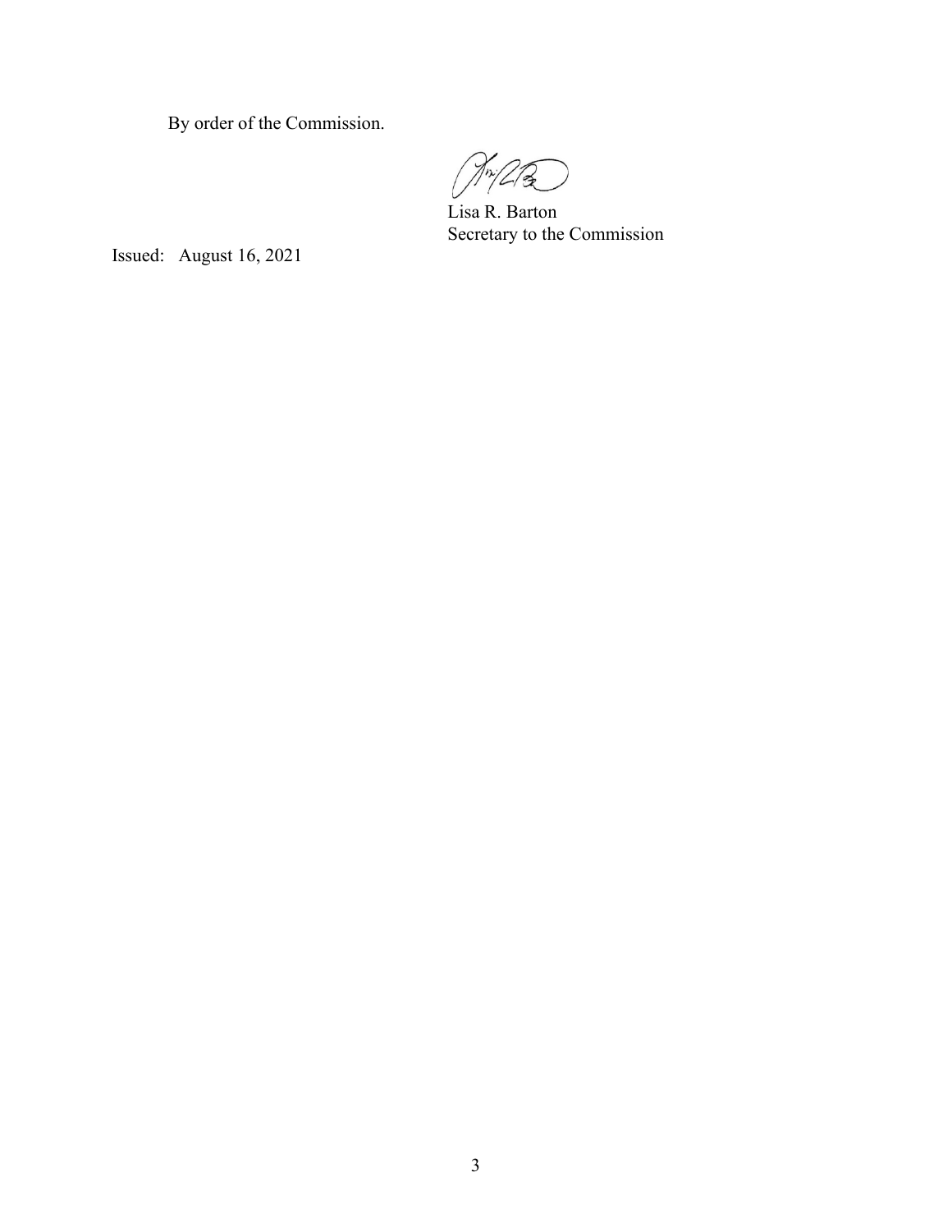By order of the Commission.

Lisa R. Barton
Secretary to the Commission

Issued: August 16, 2021